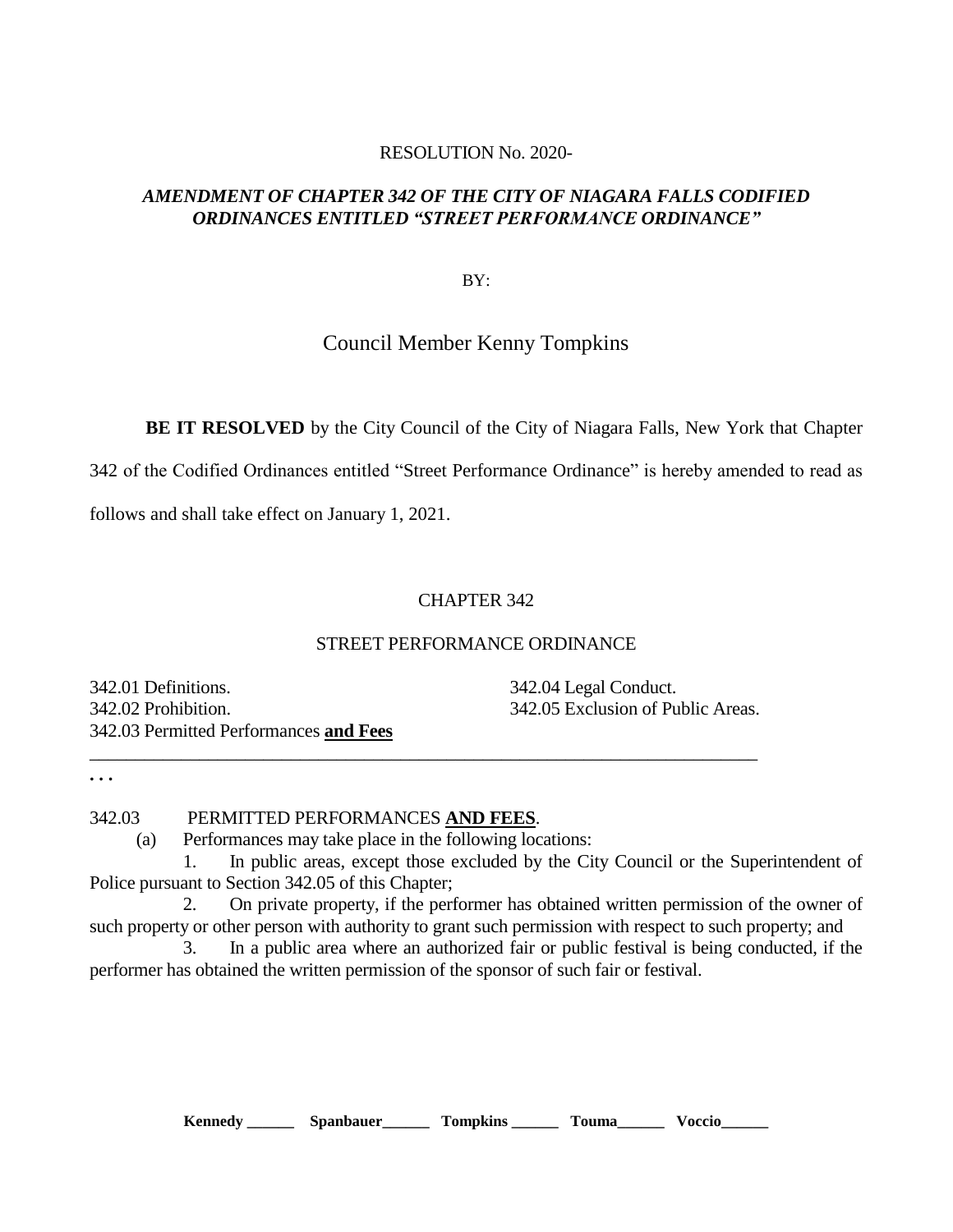RESOLUTION No. 2020-

***AMENDMENT OF CHAPTER 342 OF THE CITY OF NIAGARA FALLS CODIFIED ORDINANCES ENTITLED "STREET PERFORMANCE ORDINANCE"***

BY:

Council Member Kenny Tompkins

**BE IT RESOLVED** by the City Council of the City of Niagara Falls, New York that Chapter 342 of the Codified Ordinances entitled "Street Performance Ordinance" is hereby amended to read as follows and shall take effect on January 1, 2021.

CHAPTER 342

STREET PERFORMANCE ORDINANCE

342.01 Definitions.
342.02 Prohibition.
342.03 Permitted Performances **and Fees**
342.04 Legal Conduct.
342.05 Exclusion of Public Areas.

---

. . .

342.03 PERMITTED PERFORMANCES **AND FEES**.

(a) Performances may take place in the following locations:

1. In public areas, except those excluded by the City Council or the Superintendent of Police pursuant to Section 342.05 of this Chapter;

2. On private property, if the performer has obtained written permission of the owner of such property or other person with authority to grant such permission with respect to such property; and

3. In a public area where an authorized fair or public festival is being conducted, if the performer has obtained the written permission of the sponsor of such fair or festival.

**Kennedy \_\_\_\_\_\_ Spanbauer\_\_\_\_\_\_ Tompkins \_\_\_\_\_\_ Touma\_\_\_\_\_\_ Voccio\_\_\_\_\_\_**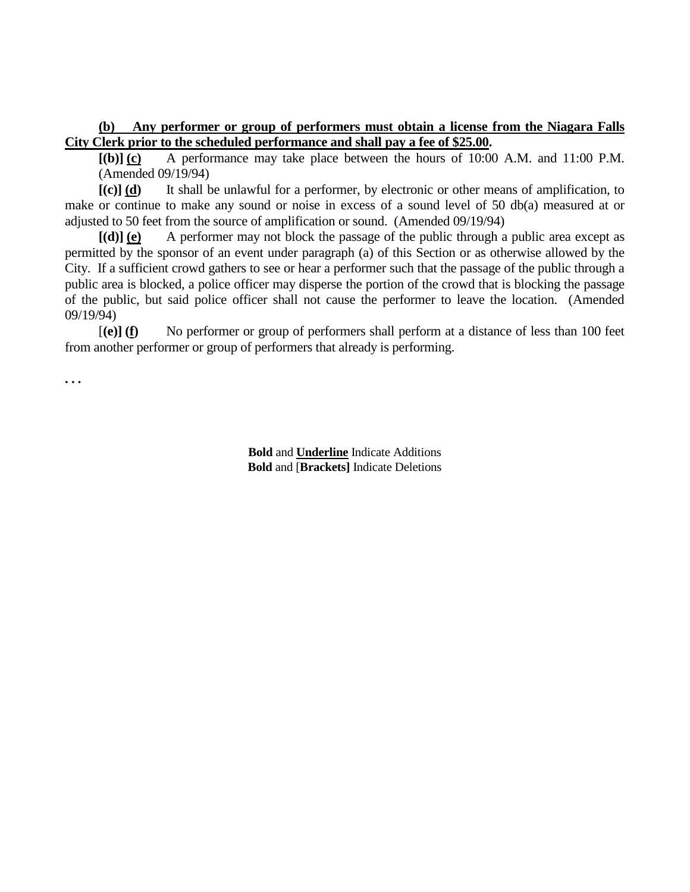**(b) Any performer or group of performers must obtain a license from the Niagara Falls City Clerk prior to the scheduled performance and shall pay a fee of $25.00.**

**[(b)] (c)** A performance may take place between the hours of 10:00 A.M. and 11:00 P.M. (Amended 09/19/94)

**[(c)] (d)** It shall be unlawful for a performer, by electronic or other means of amplification, to make or continue to make any sound or noise in excess of a sound level of 50 db(a) measured at or adjusted to 50 feet from the source of amplification or sound. (Amended 09/19/94)

**[(d)] (e)** A performer may not block the passage of the public through a public area except as permitted by the sponsor of an event under paragraph (a) of this Section or as otherwise allowed by the City. If a sufficient crowd gathers to see or hear a performer such that the passage of the public through a public area is blocked, a police officer may disperse the portion of the crowd that is blocking the passage of the public, but said police officer shall not cause the performer to leave the location. (Amended 09/19/94)

[**(e)] (f)** No performer or group of performers shall perform at a distance of less than 100 feet from another performer or group of performers that already is performing.

. . .

**Bold** and **Underline** Indicate Additions
**Bold** and [**Brackets]** Indicate Deletions